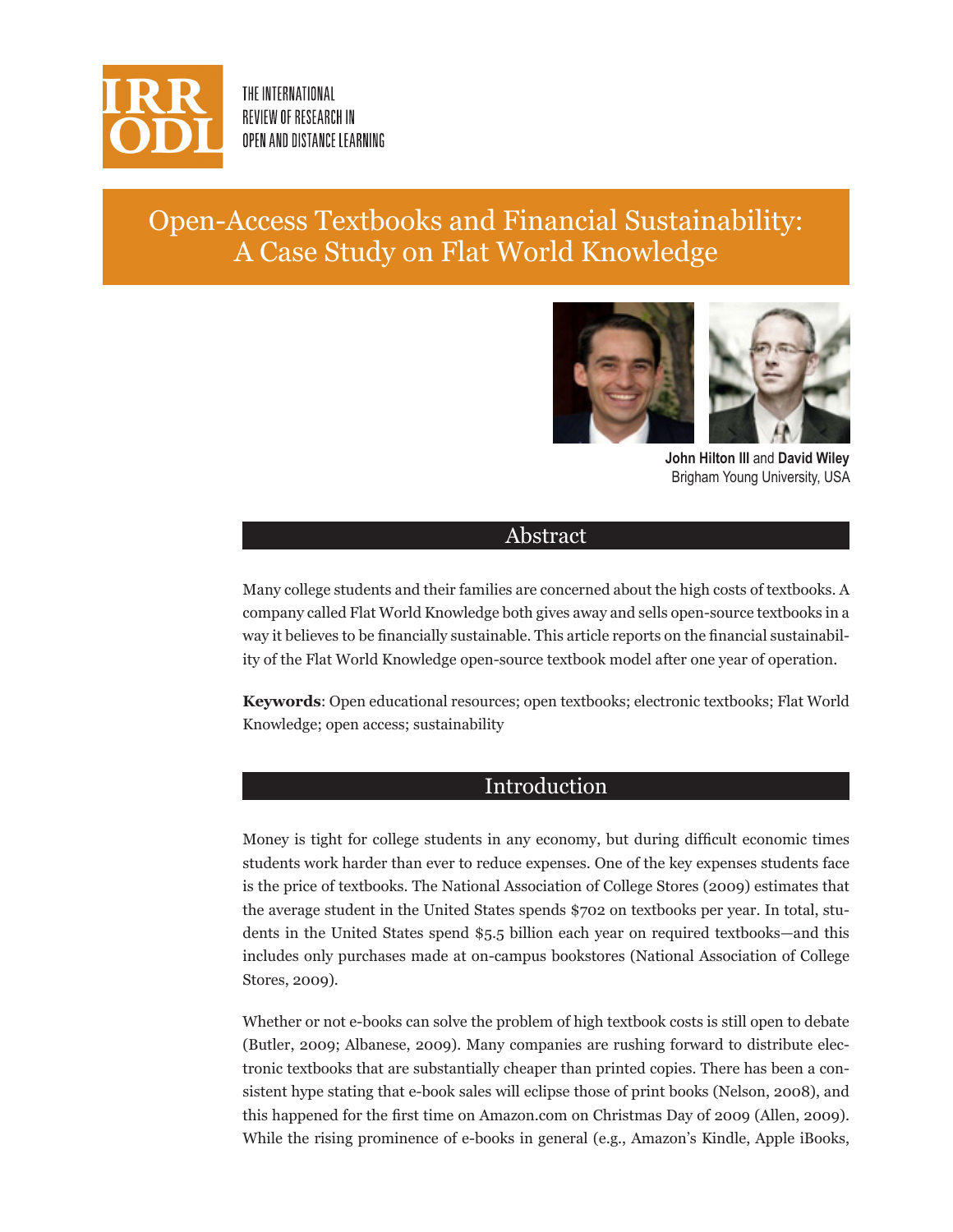THE INTERNATIONAL REVIEW OF RESEARCH IN OPEN AND DISTANCE LEARNING

# Open-Access Textbooks and Financial Sustainability: A Case Study on Flat World Knowledge

**John Hilton III** and **David Wiley**
Brigham Young University, USA

## Abstract

Many college students and their families are concerned about the high costs of textbooks. A company called Flat World Knowledge both gives away and sells open-source textbooks in a way it believes to be financially sustainable. This article reports on the financial sustainability of the Flat World Knowledge open-source textbook model after one year of operation.

**Keywords**: Open educational resources; open textbooks; electronic textbooks; Flat World Knowledge; open access; sustainability

## Introduction

Money is tight for college students in any economy, but during difficult economic times students work harder than ever to reduce expenses. One of the key expenses students face is the price of textbooks. The National Association of College Stores (2009) estimates that the average student in the United States spends $702 on textbooks per year. In total, students in the United States spend $5.5 billion each year on required textbooks—and this includes only purchases made at on-campus bookstores (National Association of College Stores, 2009).

Whether or not e-books can solve the problem of high textbook costs is still open to debate (Butler, 2009; Albanese, 2009). Many companies are rushing forward to distribute electronic textbooks that are substantially cheaper than printed copies. There has been a consistent hype stating that e-book sales will eclipse those of print books (Nelson, 2008), and this happened for the first time on Amazon.com on Christmas Day of 2009 (Allen, 2009). While the rising prominence of e-books in general (e.g., Amazon's Kindle, Apple iBooks,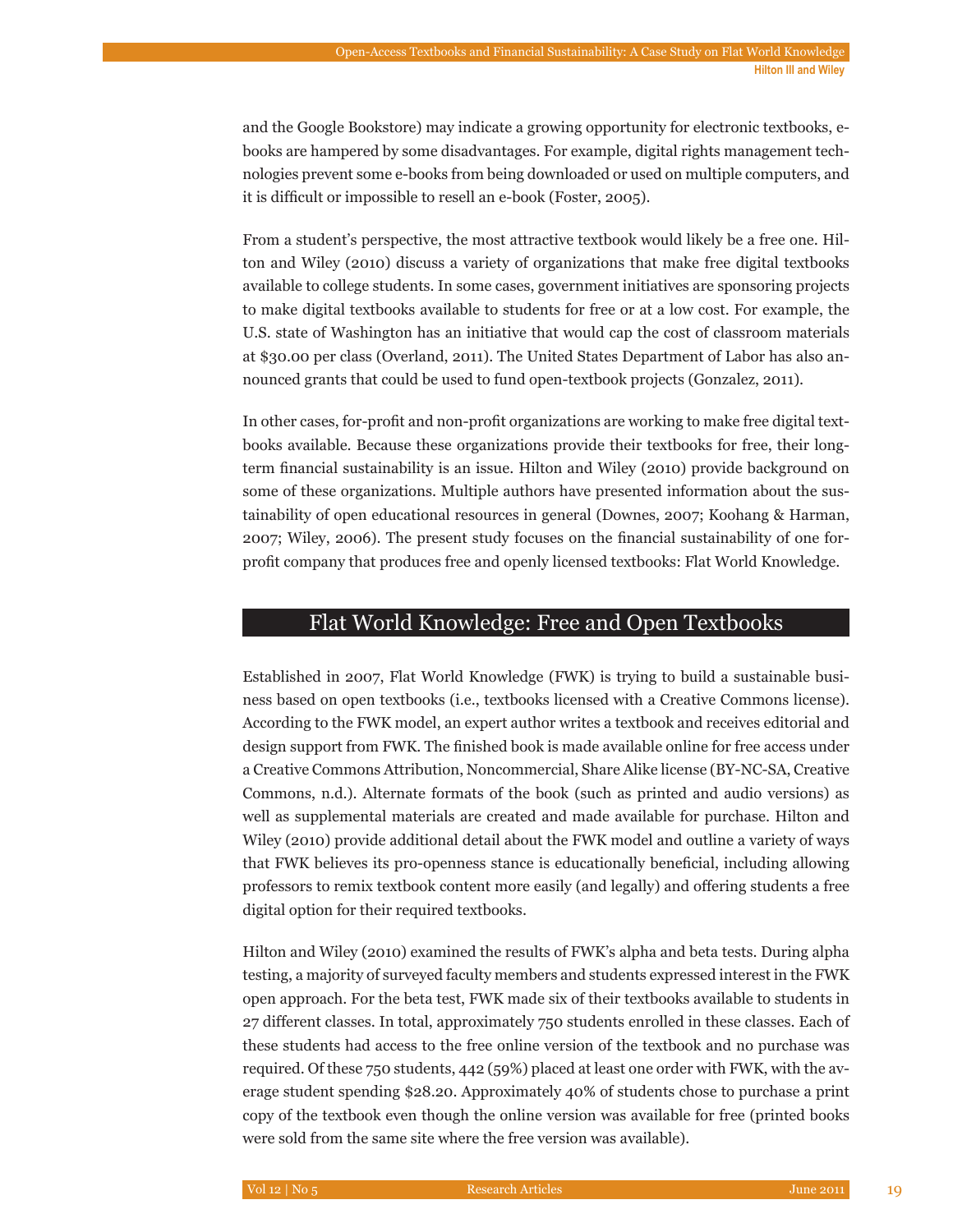and the Google Bookstore) may indicate a growing opportunity for electronic textbooks, e-books are hampered by some disadvantages. For example, digital rights management technologies prevent some e-books from being downloaded or used on multiple computers, and it is difficult or impossible to resell an e-book (Foster, 2005).

From a student's perspective, the most attractive textbook would likely be a free one. Hilton and Wiley (2010) discuss a variety of organizations that make free digital textbooks available to college students. In some cases, government initiatives are sponsoring projects to make digital textbooks available to students for free or at a low cost. For example, the U.S. state of Washington has an initiative that would cap the cost of classroom materials at $30.00 per class (Overland, 2011). The United States Department of Labor has also announced grants that could be used to fund open-textbook projects (Gonzalez, 2011).

In other cases, for-profit and non-profit organizations are working to make free digital textbooks available. Because these organizations provide their textbooks for free, their long-term financial sustainability is an issue. Hilton and Wiley (2010) provide background on some of these organizations. Multiple authors have presented information about the sustainability of open educational resources in general (Downes, 2007; Koohang & Harman, 2007; Wiley, 2006). The present study focuses on the financial sustainability of one for-profit company that produces free and openly licensed textbooks: Flat World Knowledge.

## Flat World Knowledge: Free and Open Textbooks

Established in 2007, Flat World Knowledge (FWK) is trying to build a sustainable business based on open textbooks (i.e., textbooks licensed with a Creative Commons license). According to the FWK model, an expert author writes a textbook and receives editorial and design support from FWK. The finished book is made available online for free access under a Creative Commons Attribution, Noncommercial, Share Alike license (BY-NC-SA, Creative Commons, n.d.). Alternate formats of the book (such as printed and audio versions) as well as supplemental materials are created and made available for purchase. Hilton and Wiley (2010) provide additional detail about the FWK model and outline a variety of ways that FWK believes its pro-openness stance is educationally beneficial, including allowing professors to remix textbook content more easily (and legally) and offering students a free digital option for their required textbooks.

Hilton and Wiley (2010) examined the results of FWK's alpha and beta tests. During alpha testing, a majority of surveyed faculty members and students expressed interest in the FWK open approach. For the beta test, FWK made six of their textbooks available to students in 27 different classes. In total, approximately 750 students enrolled in these classes. Each of these students had access to the free online version of the textbook and no purchase was required. Of these 750 students, 442 (59%) placed at least one order with FWK, with the average student spending $28.20. Approximately 40% of students chose to purchase a print copy of the textbook even though the online version was available for free (printed books were sold from the same site where the free version was available).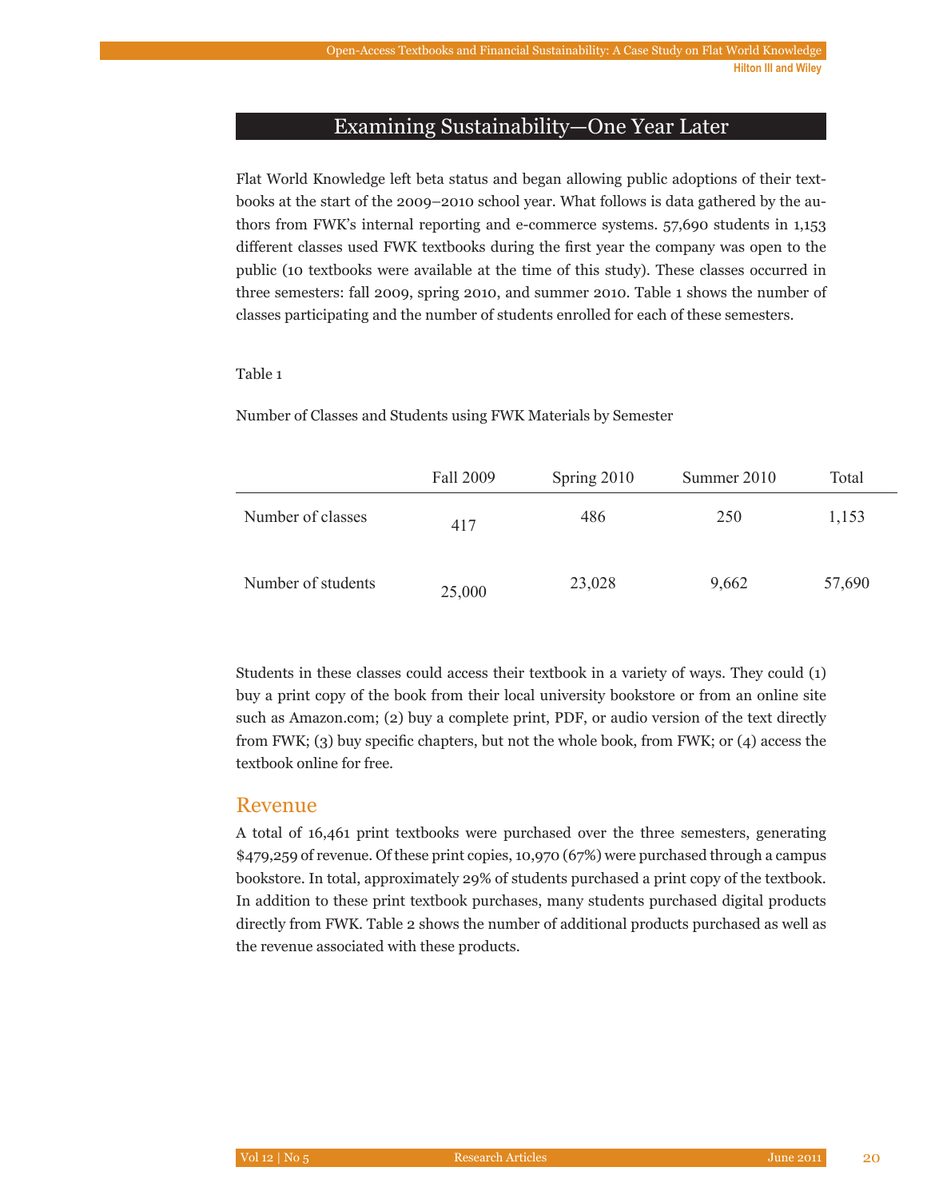## Examining Sustainability—One Year Later

Flat World Knowledge left beta status and began allowing public adoptions of their textbooks at the start of the 2009–2010 school year. What follows is data gathered by the authors from FWK's internal reporting and e-commerce systems. 57,690 students in 1,153 different classes used FWK textbooks during the first year the company was open to the public (10 textbooks were available at the time of this study). These classes occurred in three semesters: fall 2009, spring 2010, and summer 2010. Table 1 shows the number of classes participating and the number of students enrolled for each of these semesters.

Table 1

Number of Classes and Students using FWK Materials by Semester

| | Fall 2009 | Spring 2010 | Summer 2010 | Total |
|---|---|---|---|---|
| Number of classes | 417 | 486 | 250 | 1,153 |
| Number of students | 25,000 | 23,028 | 9,662 | 57,690 |

Students in these classes could access their textbook in a variety of ways. They could (1) buy a print copy of the book from their local university bookstore or from an online site such as Amazon.com; (2) buy a complete print, PDF, or audio version of the text directly from FWK; (3) buy specific chapters, but not the whole book, from FWK; or (4) access the textbook online for free.

### Revenue

A total of 16,461 print textbooks were purchased over the three semesters, generating $479,259 of revenue. Of these print copies, 10,970 (67%) were purchased through a campus bookstore. In total, approximately 29% of students purchased a print copy of the textbook. In addition to these print textbook purchases, many students purchased digital products directly from FWK. Table 2 shows the number of additional products purchased as well as the revenue associated with these products.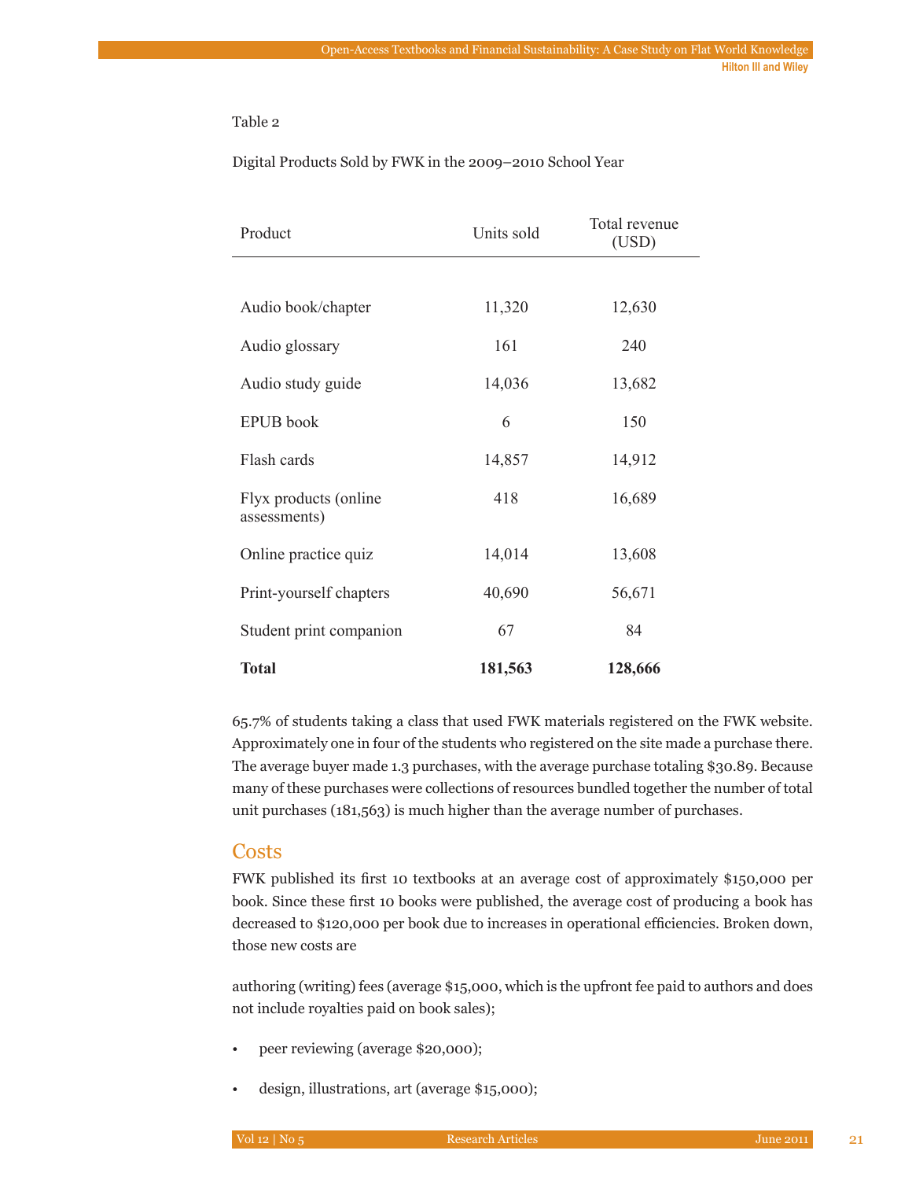Table 2

Digital Products Sold by FWK in the 2009–2010 School Year

| Product | Units sold | Total revenue (USD) |
|---|---|---|
| Audio book/chapter | 11,320 | 12,630 |
| Audio glossary | 161 | 240 |
| Audio study guide | 14,036 | 13,682 |
| EPUB book | 6 | 150 |
| Flash cards | 14,857 | 14,912 |
| Flyx products (online assessments) | 418 | 16,689 |
| Online practice quiz | 14,014 | 13,608 |
| Print-yourself chapters | 40,690 | 56,671 |
| Student print companion | 67 | 84 |
| **Total** | **181,563** | **128,666** |

65.7% of students taking a class that used FWK materials registered on the FWK website. Approximately one in four of the students who registered on the site made a purchase there. The average buyer made 1.3 purchases, with the average purchase totaling $30.89. Because many of these purchases were collections of resources bundled together the number of total unit purchases (181,563) is much higher than the average number of purchases.

## Costs

FWK published its first 10 textbooks at an average cost of approximately $150,000 per book. Since these first 10 books were published, the average cost of producing a book has decreased to $120,000 per book due to increases in operational efficiencies. Broken down, those new costs are

authoring (writing) fees (average $15,000, which is the upfront fee paid to authors and does not include royalties paid on book sales);

- peer reviewing (average $20,000);
- design, illustrations, art (average $15,000);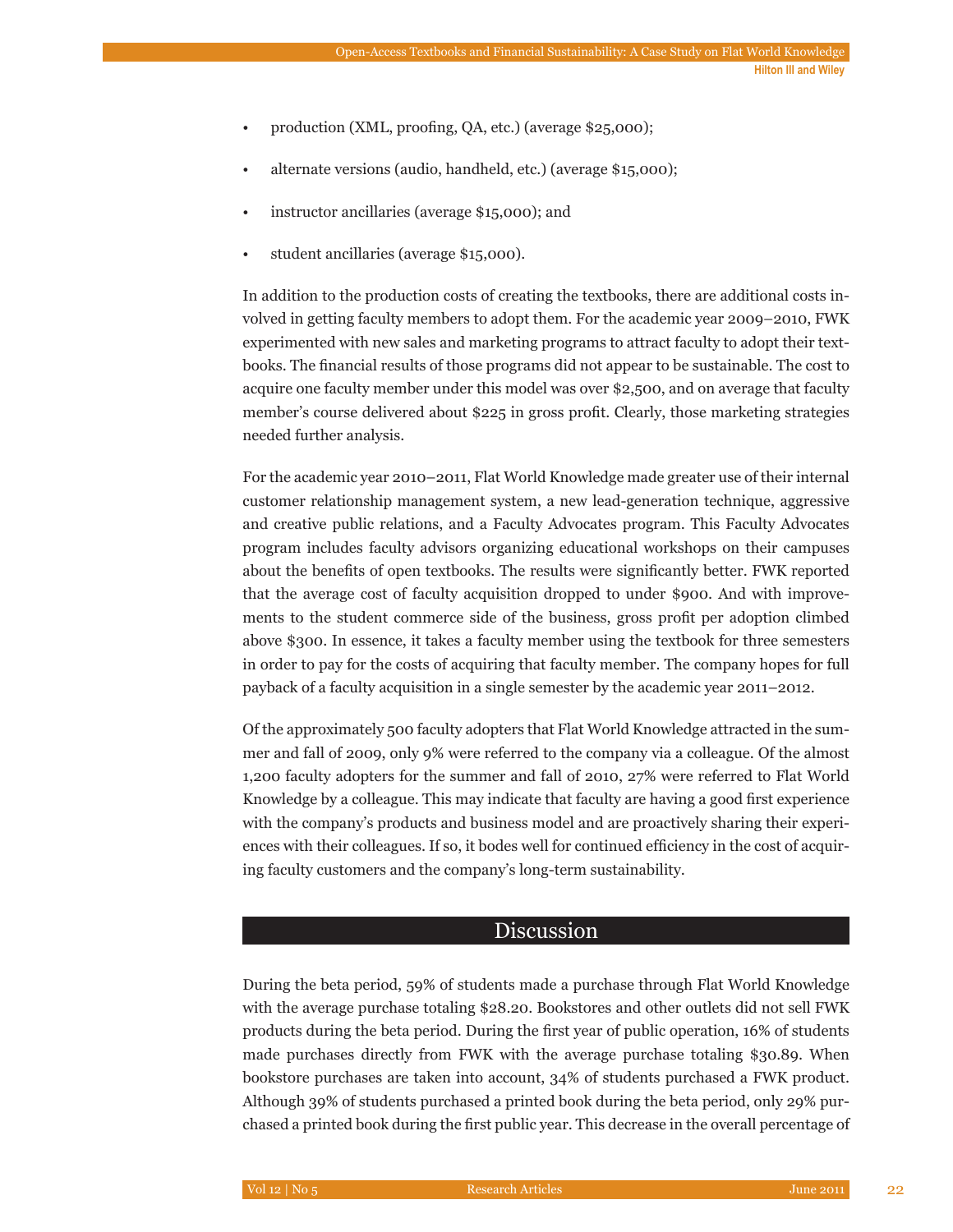- production (XML, proofing, QA, etc.) (average $25,000);
- alternate versions (audio, handheld, etc.) (average $15,000);
- instructor ancillaries (average $15,000); and
- student ancillaries (average $15,000).

In addition to the production costs of creating the textbooks, there are additional costs involved in getting faculty members to adopt them. For the academic year 2009–2010, FWK experimented with new sales and marketing programs to attract faculty to adopt their textbooks. The financial results of those programs did not appear to be sustainable. The cost to acquire one faculty member under this model was over $2,500, and on average that faculty member's course delivered about $225 in gross profit. Clearly, those marketing strategies needed further analysis.

For the academic year 2010–2011, Flat World Knowledge made greater use of their internal customer relationship management system, a new lead-generation technique, aggressive and creative public relations, and a Faculty Advocates program. This Faculty Advocates program includes faculty advisors organizing educational workshops on their campuses about the benefits of open textbooks. The results were significantly better. FWK reported that the average cost of faculty acquisition dropped to under $900. And with improvements to the student commerce side of the business, gross profit per adoption climbed above $300. In essence, it takes a faculty member using the textbook for three semesters in order to pay for the costs of acquiring that faculty member. The company hopes for full payback of a faculty acquisition in a single semester by the academic year 2011–2012.

Of the approximately 500 faculty adopters that Flat World Knowledge attracted in the summer and fall of 2009, only 9% were referred to the company via a colleague. Of the almost 1,200 faculty adopters for the summer and fall of 2010, 27% were referred to Flat World Knowledge by a colleague. This may indicate that faculty are having a good first experience with the company's products and business model and are proactively sharing their experiences with their colleagues. If so, it bodes well for continued efficiency in the cost of acquiring faculty customers and the company's long-term sustainability.

## Discussion

During the beta period, 59% of students made a purchase through Flat World Knowledge with the average purchase totaling $28.20. Bookstores and other outlets did not sell FWK products during the beta period. During the first year of public operation, 16% of students made purchases directly from FWK with the average purchase totaling $30.89. When bookstore purchases are taken into account, 34% of students purchased a FWK product. Although 39% of students purchased a printed book during the beta period, only 29% purchased a printed book during the first public year. This decrease in the overall percentage of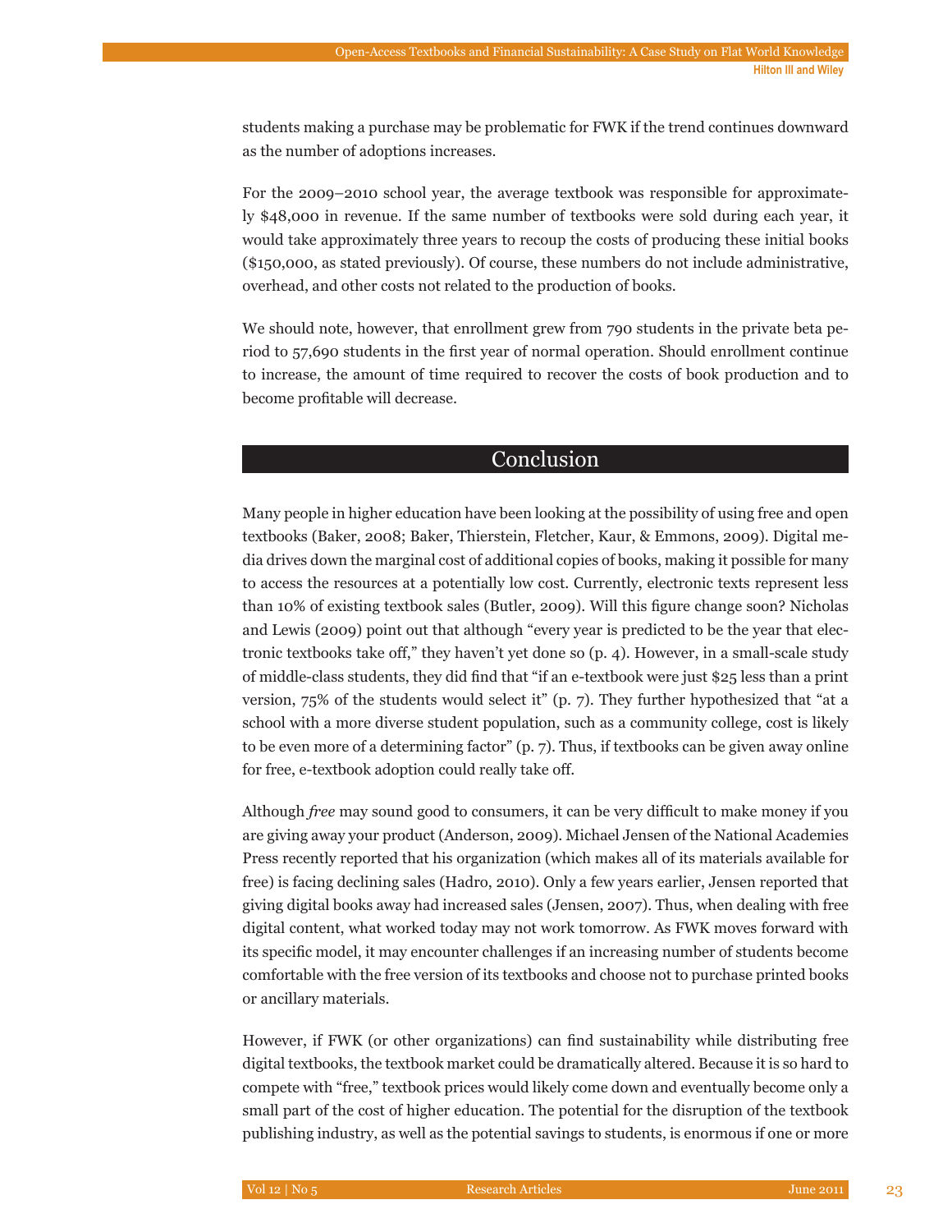students making a purchase may be problematic for FWK if the trend continues downward as the number of adoptions increases.

For the 2009–2010 school year, the average textbook was responsible for approximately $48,000 in revenue. If the same number of textbooks were sold during each year, it would take approximately three years to recoup the costs of producing these initial books ($150,000, as stated previously). Of course, these numbers do not include administrative, overhead, and other costs not related to the production of books.

We should note, however, that enrollment grew from 790 students in the private beta period to 57,690 students in the first year of normal operation. Should enrollment continue to increase, the amount of time required to recover the costs of book production and to become profitable will decrease.

## Conclusion

Many people in higher education have been looking at the possibility of using free and open textbooks (Baker, 2008; Baker, Thierstein, Fletcher, Kaur, & Emmons, 2009). Digital media drives down the marginal cost of additional copies of books, making it possible for many to access the resources at a potentially low cost. Currently, electronic texts represent less than 10% of existing textbook sales (Butler, 2009). Will this figure change soon? Nicholas and Lewis (2009) point out that although "every year is predicted to be the year that electronic textbooks take off," they haven't yet done so (p. 4). However, in a small-scale study of middle-class students, they did find that "if an e-textbook were just $25 less than a print version, 75% of the students would select it" (p. 7). They further hypothesized that "at a school with a more diverse student population, such as a community college, cost is likely to be even more of a determining factor" (p. 7). Thus, if textbooks can be given away online for free, e-textbook adoption could really take off.

Although *free* may sound good to consumers, it can be very difficult to make money if you are giving away your product (Anderson, 2009). Michael Jensen of the National Academies Press recently reported that his organization (which makes all of its materials available for free) is facing declining sales (Hadro, 2010). Only a few years earlier, Jensen reported that giving digital books away had increased sales (Jensen, 2007). Thus, when dealing with free digital content, what worked today may not work tomorrow. As FWK moves forward with its specific model, it may encounter challenges if an increasing number of students become comfortable with the free version of its textbooks and choose not to purchase printed books or ancillary materials.

However, if FWK (or other organizations) can find sustainability while distributing free digital textbooks, the textbook market could be dramatically altered. Because it is so hard to compete with "free," textbook prices would likely come down and eventually become only a small part of the cost of higher education. The potential for the disruption of the textbook publishing industry, as well as the potential savings to students, is enormous if one or more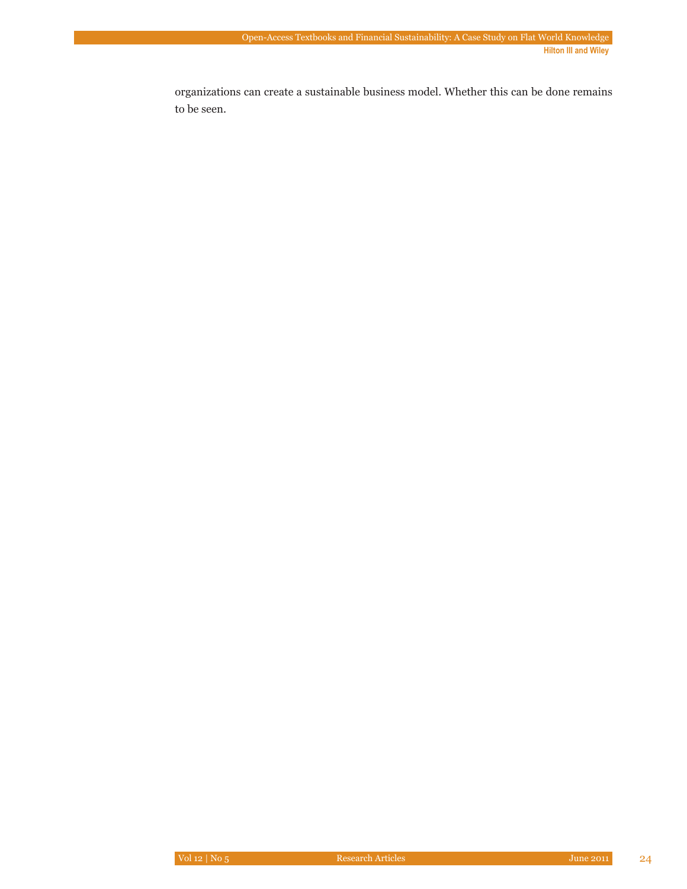organizations can create a sustainable business model. Whether this can be done remains to be seen.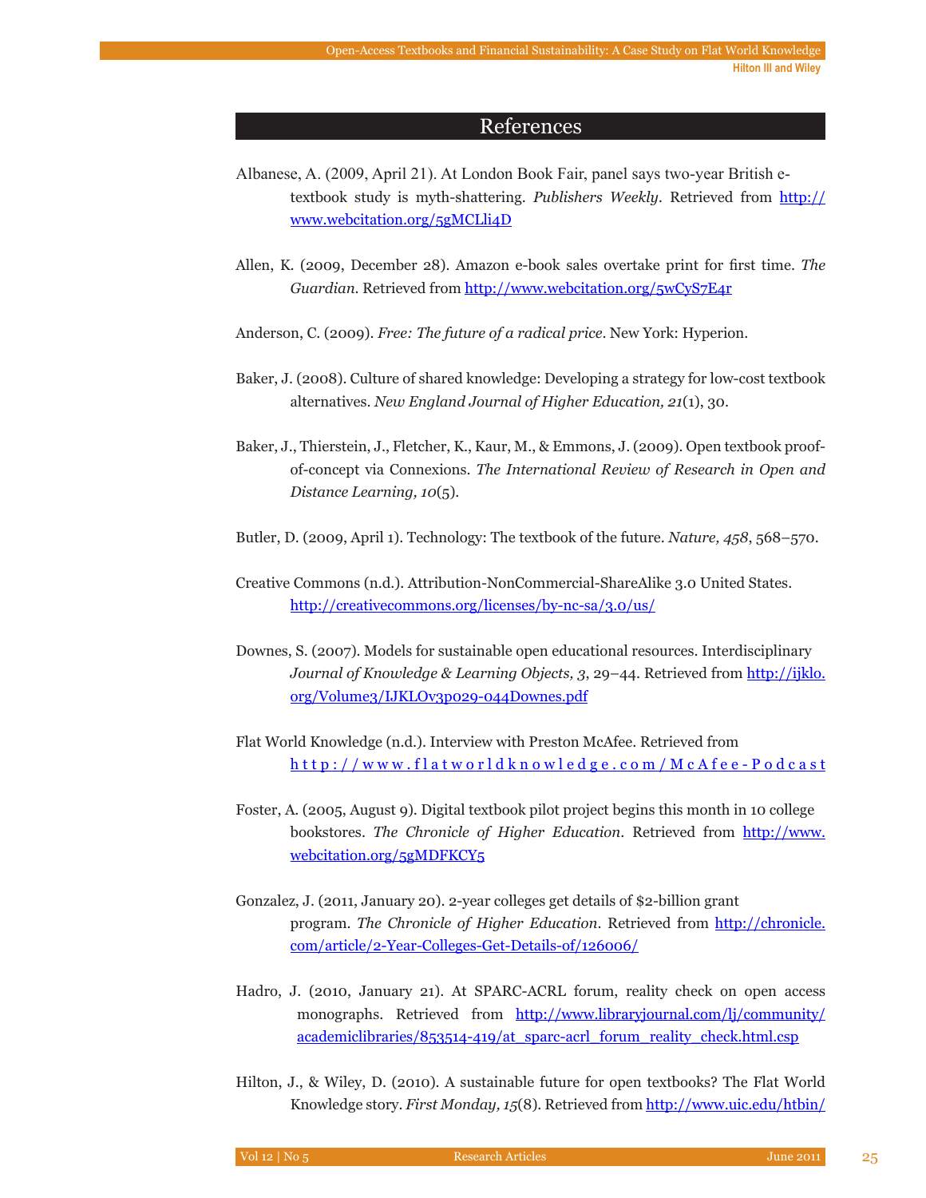## References

Albanese, A. (2009, April 21). At London Book Fair, panel says two-year British e-textbook study is myth-shattering. *Publishers Weekly*. Retrieved from http://www.webcitation.org/5gMCLli4D

Allen, K. (2009, December 28). Amazon e-book sales overtake print for first time. *The Guardian*. Retrieved from http://www.webcitation.org/5wCyS7E4r

Anderson, C. (2009). *Free: The future of a radical price*. New York: Hyperion.

Baker, J. (2008). Culture of shared knowledge: Developing a strategy for low-cost textbook alternatives. *New England Journal of Higher Education, 21*(1), 30.

Baker, J., Thierstein, J., Fletcher, K., Kaur, M., & Emmons, J. (2009). Open textbook proof-of-concept via Connexions. *The International Review of Research in Open and Distance Learning, 10*(5).

Butler, D. (2009, April 1). Technology: The textbook of the future. *Nature, 458*, 568–570.

Creative Commons (n.d.). Attribution-NonCommercial-ShareAlike 3.0 United States. http://creativecommons.org/licenses/by-nc-sa/3.0/us/

Downes, S. (2007). Models for sustainable open educational resources. Interdisciplinary *Journal of Knowledge & Learning Objects, 3*, 29–44. Retrieved from http://ijklo.org/Volume3/IJKLOv3p029-044Downes.pdf

Flat World Knowledge (n.d.). Interview with Preston McAfee. Retrieved from http://www.flatworldknowledge.com/McAfee-Podcast

Foster, A. (2005, August 9). Digital textbook pilot project begins this month in 10 college bookstores. *The Chronicle of Higher Education*. Retrieved from http://www.webcitation.org/5gMDFKCY5

Gonzalez, J. (2011, January 20). 2-year colleges get details of $2-billion grant program. *The Chronicle of Higher Education*. Retrieved from http://chronicle.com/article/2-Year-Colleges-Get-Details-of/126006/

Hadro, J. (2010, January 21). At SPARC-ACRL forum, reality check on open access monographs. Retrieved from http://www.libraryjournal.com/lj/community/academiclibraries/853514-419/at_sparc-acrl_forum_reality_check.html.csp

Hilton, J., & Wiley, D. (2010). A sustainable future for open textbooks? The Flat World Knowledge story. *First Monday, 15*(8). Retrieved from http://www.uic.edu/htbin/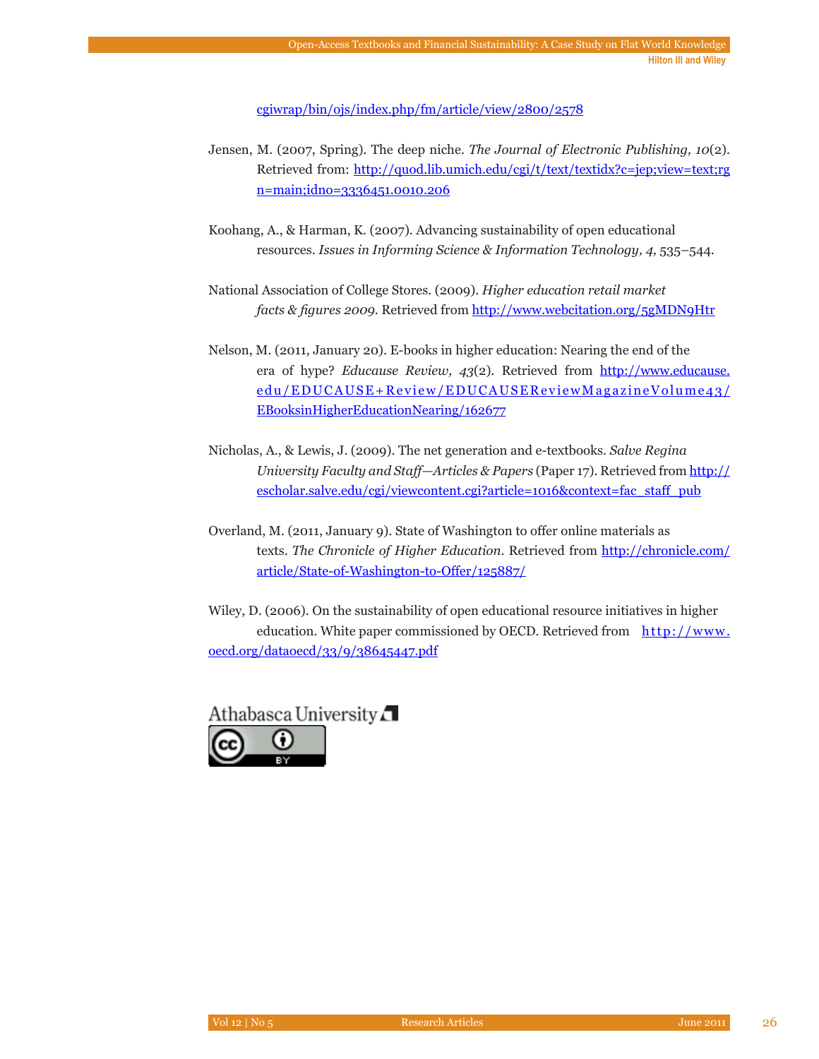cgiwrap/bin/ojs/index.php/fm/article/view/2800/2578

Jensen, M. (2007, Spring). The deep niche. *The Journal of Electronic Publishing, 10*(2). Retrieved from: http://quod.lib.umich.edu/cgi/t/text/textidx?c=jep;view=text;rgn=main;idno=3336451.0010.206

Koohang, A., & Harman, K. (2007). Advancing sustainability of open educational resources. *Issues in Informing Science & Information Technology, 4,* 535–544.

National Association of College Stores. (2009). *Higher education retail market facts & figures 2009.* Retrieved from http://www.webcitation.org/5gMDN9Htr

Nelson, M. (2011, January 20). E-books in higher education: Nearing the end of the era of hype? *Educause Review, 43*(2). Retrieved from http://www.educause.edu/EDUCAUSE+Review/EDUCAUSEReviewMagazineVolume43/EBooksinHigherEducationNearing/162677

Nicholas, A., & Lewis, J. (2009). The net generation and e-textbooks. *Salve Regina University Faculty and Staff—Articles & Papers* (Paper 17). Retrieved from http://escholar.salve.edu/cgi/viewcontent.cgi?article=1016&context=fac_staff_pub

Overland, M. (2011, January 9). State of Washington to offer online materials as texts. *The Chronicle of Higher Education.* Retrieved from http://chronicle.com/article/State-of-Washington-to-Offer/125887/

Wiley, D. (2006). On the sustainability of open educational resource initiatives in higher education. White paper commissioned by OECD. Retrieved from http://www.oecd.org/dataoecd/33/9/38645447.pdf

Athabasca University